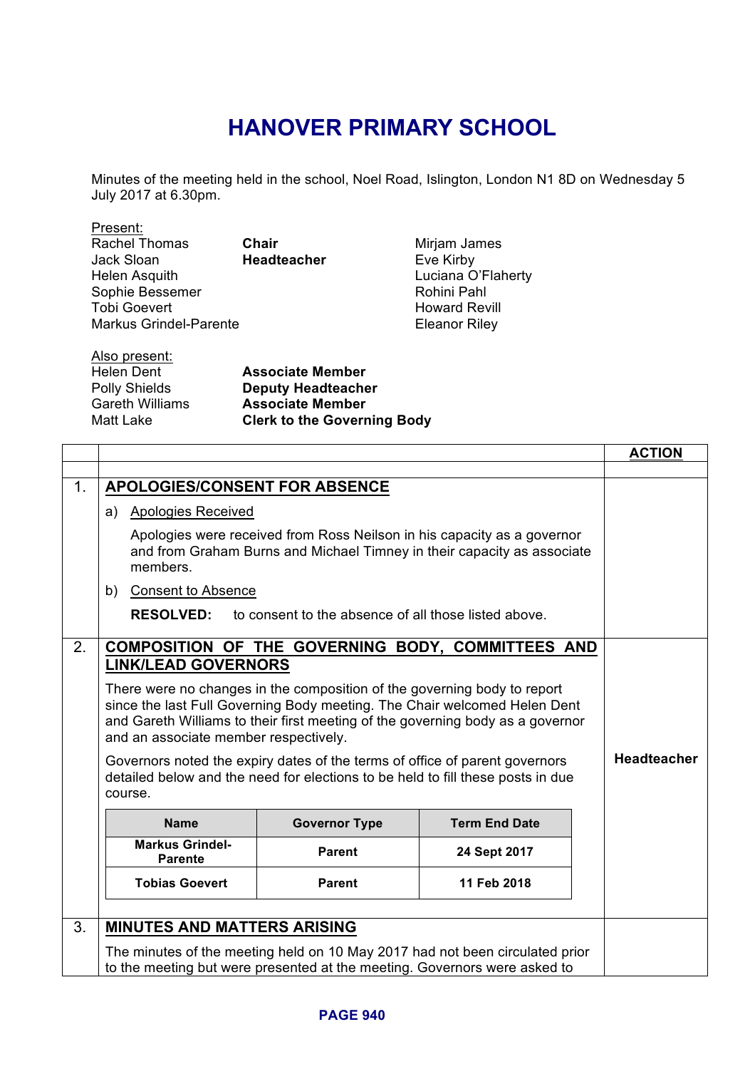# HANOVER PRIMARY SCHOOL

Minutes of the meeting held in the school, Noel Road, Islington, London N1 8D on Wednesday 5 July 2017 at 6.30pm.

Present:

| | | |
|---|---|---|
| Rachel Thomas | **Chair** | Mirjam James |
| Jack Sloan | **Headteacher** | Eve Kirby |
| Helen Asquith | | Luciana O'Flaherty |
| Sophie Bessemer | | Rohini Pahl |
| Tobi Goevert | | Howard Revill |
| Markus Grindel-Parente | | Eleanor Riley |

Also present:

| | |
|---|---|
| Helen Dent | **Associate Member** |
| Polly Shields | **Deputy Headteacher** |
| Gareth Williams | **Associate Member** |
| Matt Lake | **Clerk to the Governing Body** |

| | | **ACTION** |
|---|---|---|
| 1. | **APOLOGIES/CONSENT FOR ABSENCE** | |
| | a) Apologies Received | |
| | Apologies were received from Ross Neilson in his capacity as a governor and from Graham Burns and Michael Timney in their capacity as associate members. | |
| | b) Consent to Absence | |
| | **RESOLVED:** to consent to the absence of all those listed above. | |
| 2. | **COMPOSITION OF THE GOVERNING BODY, COMMITTEES AND LINK/LEAD GOVERNORS** | |
| | There were no changes in the composition of the governing body to report since the last Full Governing Body meeting. The Chair welcomed Helen Dent and Gareth Williams to their first meeting of the governing body as a governor and an associate member respectively. | |
| | Governors noted the expiry dates of the terms of office of parent governors detailed below and the need for elections to be held to fill these posts in due course. | **Headteacher** |

| Name | Governor Type | Term End Date |
|---|---|---|
| **Markus Grindel-Parente** | **Parent** | **24 Sept 2017** |
| **Tobias Goevert** | **Parent** | **11 Feb 2018** |

| | | |
|---|---|---|
| 3. | **MINUTES AND MATTERS ARISING** | |
| | The minutes of the meeting held on 10 May 2017 had not been circulated prior to the meeting but were presented at the meeting. Governors were asked to | |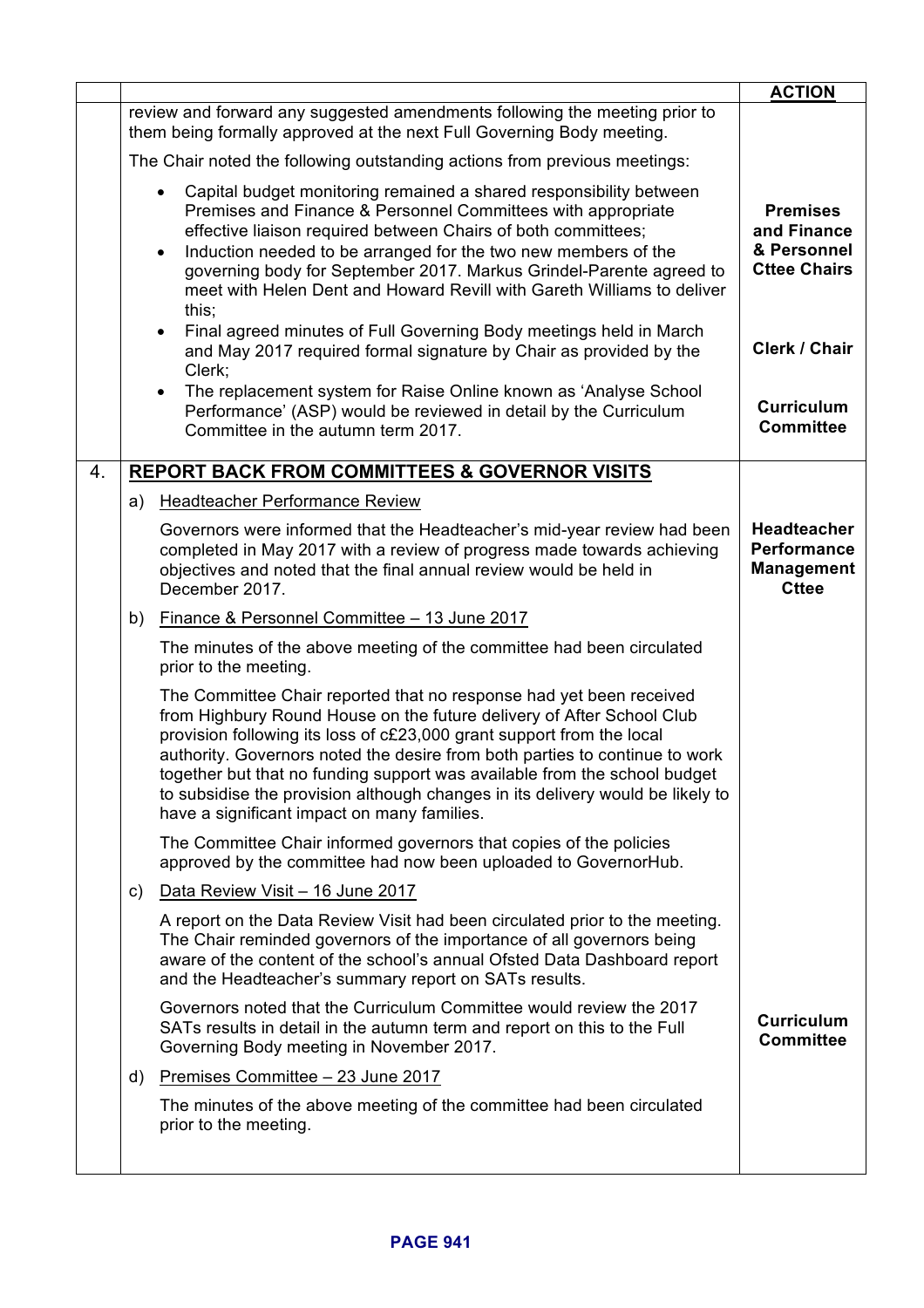| | | **ACTION** |
|---|---|---|
| | review and forward any suggested amendments following the meeting prior to them being formally approved at the next Full Governing Body meeting.<br><br>The Chair noted the following outstanding actions from previous meetings:<br><br>• Capital budget monitoring remained a shared responsibility between Premises and Finance & Personnel Committees with appropriate effective liaison required between Chairs of both committees;<br>• Induction needed to be arranged for the two new members of the governing body for September 2017. Markus Grindel-Parente agreed to meet with Helen Dent and Howard Revill with Gareth Williams to deliver this;<br>• Final agreed minutes of Full Governing Body meetings held in March and May 2017 required formal signature by Chair as provided by the Clerk;<br>• The replacement system for Raise Online known as 'Analyse School Performance' (ASP) would be reviewed in detail by the Curriculum Committee in the autumn term 2017. | **Premises and Finance & Personnel Cttee Chairs**<br><br>**Clerk / Chair**<br><br>**Curriculum Committee** |
| 4. | **REPORT BACK FROM COMMITTEES & GOVERNOR VISITS** | |
| | a) Headteacher Performance Review<br><br>Governors were informed that the Headteacher's mid-year review had been completed in May 2017 with a review of progress made towards achieving objectives and noted that the final annual review would be held in December 2017. | **Headteacher Performance Management Cttee** |
| | b) Finance & Personnel Committee – 13 June 2017<br><br>The minutes of the above meeting of the committee had been circulated prior to the meeting.<br><br>The Committee Chair reported that no response had yet been received from Highbury Round House on the future delivery of After School Club provision following its loss of c£23,000 grant support from the local authority. Governors noted the desire from both parties to continue to work together but that no funding support was available from the school budget to subsidise the provision although changes in its delivery would be likely to have a significant impact on many families.<br><br>The Committee Chair informed governors that copies of the policies approved by the committee had now been uploaded to GovernorHub. | |
| | c) Data Review Visit – 16 June 2017<br><br>A report on the Data Review Visit had been circulated prior to the meeting. The Chair reminded governors of the importance of all governors being aware of the content of the school's annual Ofsted Data Dashboard report and the Headteacher's summary report on SATs results.<br><br>Governors noted that the Curriculum Committee would review the 2017 SATs results in detail in the autumn term and report on this to the Full Governing Body meeting in November 2017. | **Curriculum Committee** |
| | d) Premises Committee – 23 June 2017<br><br>The minutes of the above meeting of the committee had been circulated prior to the meeting. | |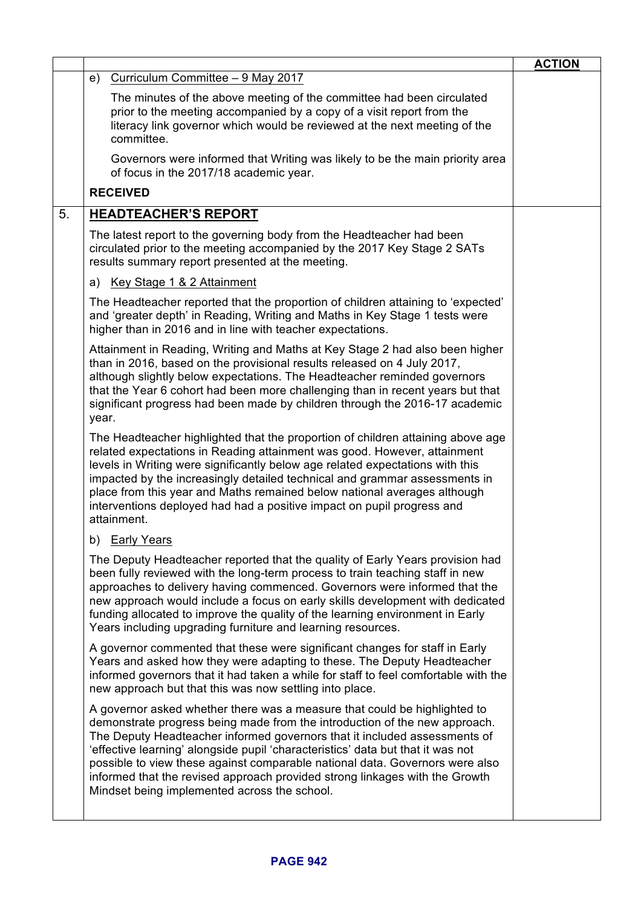| | | **ACTION** |
|---|---|---|
| | e) Curriculum Committee – 9 May 2017<br><br>The minutes of the above meeting of the committee had been circulated prior to the meeting accompanied by a copy of a visit report from the literacy link governor which would be reviewed at the next meeting of the committee.<br><br>Governors were informed that Writing was likely to be the main priority area of focus in the 2017/18 academic year.<br><br>**RECEIVED** | |
| 5. | **HEADTEACHER'S REPORT**<br><br>The latest report to the governing body from the Headteacher had been circulated prior to the meeting accompanied by the 2017 Key Stage 2 SATs results summary report presented at the meeting.<br><br>a) Key Stage 1 & 2 Attainment<br><br>The Headteacher reported that the proportion of children attaining to 'expected' and 'greater depth' in Reading, Writing and Maths in Key Stage 1 tests were higher than in 2016 and in line with teacher expectations.<br><br>Attainment in Reading, Writing and Maths at Key Stage 2 had also been higher than in 2016, based on the provisional results released on 4 July 2017, although slightly below expectations. The Headteacher reminded governors that the Year 6 cohort had been more challenging than in recent years but that significant progress had been made by children through the 2016-17 academic year.<br><br>The Headteacher highlighted that the proportion of children attaining above age related expectations in Reading attainment was good. However, attainment levels in Writing were significantly below age related expectations with this impacted by the increasingly detailed technical and grammar assessments in place from this year and Maths remained below national averages although interventions deployed had had a positive impact on pupil progress and attainment.<br><br>b) Early Years<br><br>The Deputy Headteacher reported that the quality of Early Years provision had been fully reviewed with the long-term process to train teaching staff in new approaches to delivery having commenced. Governors were informed that the new approach would include a focus on early skills development with dedicated funding allocated to improve the quality of the learning environment in Early Years including upgrading furniture and learning resources.<br><br>A governor commented that these were significant changes for staff in Early Years and asked how they were adapting to these. The Deputy Headteacher informed governors that it had taken a while for staff to feel comfortable with the new approach but that this was now settling into place.<br><br>A governor asked whether there was a measure that could be highlighted to demonstrate progress being made from the introduction of the new approach. The Deputy Headteacher informed governors that it included assessments of 'effective learning' alongside pupil 'characteristics' data but that it was not possible to view these against comparable national data. Governors were also informed that the revised approach provided strong linkages with the Growth Mindset being implemented across the school. | |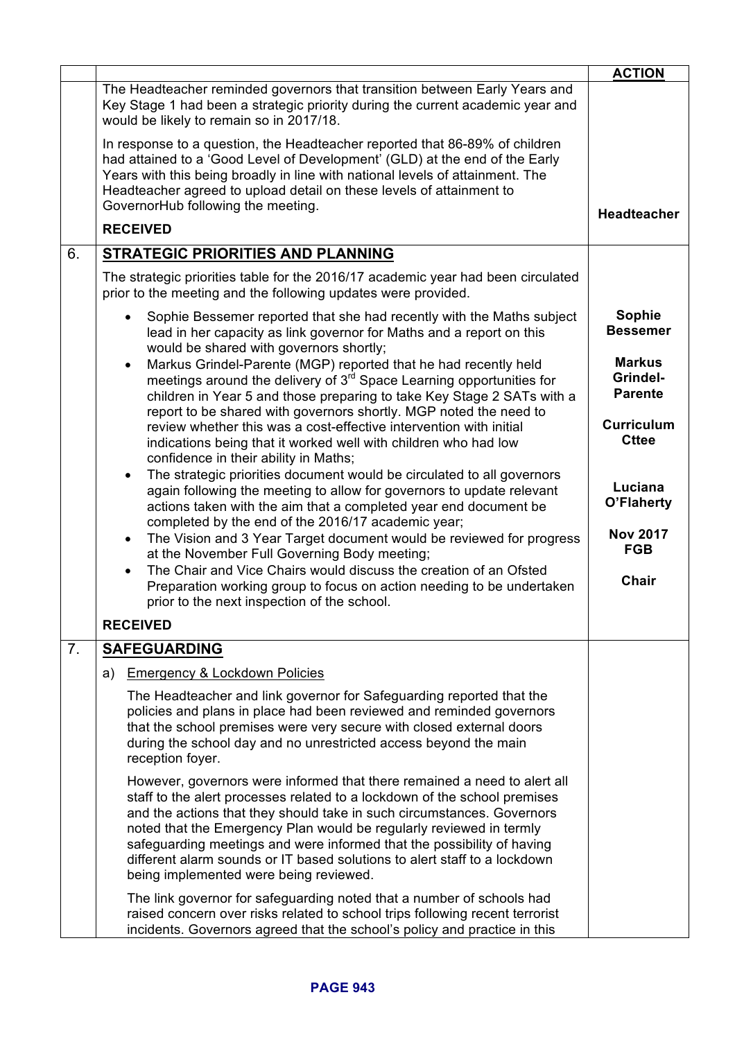| | | ACTION |
|---|---|---|
| | The Headteacher reminded governors that transition between Early Years and Key Stage 1 had been a strategic priority during the current academic year and would be likely to remain so in 2017/18.<br><br>In response to a question, the Headteacher reported that 86-89% of children had attained to a 'Good Level of Development' (GLD) at the end of the Early Years with this being broadly in line with national levels of attainment. The Headteacher agreed to upload detail on these levels of attainment to GovernorHub following the meeting.<br><br>**RECEIVED** | **Headteacher** |
| 6. | **STRATEGIC PRIORITIES AND PLANNING**<br><br>The strategic priorities table for the 2016/17 academic year had been circulated prior to the meeting and the following updates were provided.<br><br>• Sophie Bessemer reported that she had recently with the Maths subject lead in her capacity as link governor for Maths and a report on this would be shared with governors shortly;<br>• Markus Grindel-Parente (MGP) reported that he had recently held meetings around the delivery of 3rd Space Learning opportunities for children in Year 5 and those preparing to take Key Stage 2 SATs with a report to be shared with governors shortly. MGP noted the need to review whether this was a cost-effective intervention with initial indications being that it worked well with children who had low confidence in their ability in Maths;<br>• The strategic priorities document would be circulated to all governors again following the meeting to allow for governors to update relevant actions taken with the aim that a completed year end document be completed by the end of the 2016/17 academic year;<br>• The Vision and 3 Year Target document would be reviewed for progress at the November Full Governing Body meeting;<br>• The Chair and Vice Chairs would discuss the creation of an Ofsted Preparation working group to focus on action needing to be undertaken prior to the next inspection of the school.<br><br>**RECEIVED** | **Sophie Bessemer**<br><br>**Markus Grindel-Parente**<br><br>**Curriculum Cttee**<br><br>**Luciana O'Flaherty**<br><br>**Nov 2017 FGB**<br><br>**Chair** |
| 7. | **SAFEGUARDING**<br><br>a) Emergency & Lockdown Policies<br><br>The Headteacher and link governor for Safeguarding reported that the policies and plans in place had been reviewed and reminded governors that the school premises were very secure with closed external doors during the school day and no unrestricted access beyond the main reception foyer.<br><br>However, governors were informed that there remained a need to alert all staff to the alert processes related to a lockdown of the school premises and the actions that they should take in such circumstances. Governors noted that the Emergency Plan would be regularly reviewed in termly safeguarding meetings and were informed that the possibility of having different alarm sounds or IT based solutions to alert staff to a lockdown being implemented were being reviewed.<br><br>The link governor for safeguarding noted that a number of schools had raised concern over risks related to school trips following recent terrorist incidents. Governors agreed that the school's policy and practice in this | |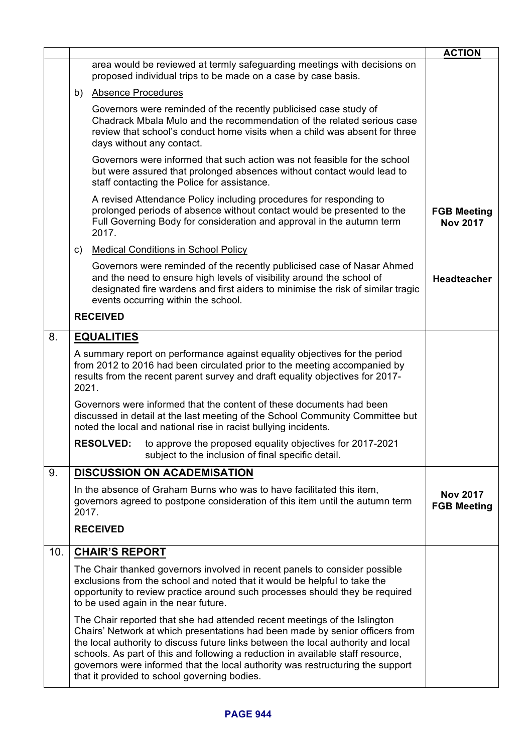| | | ACTION |
|---|---|---|
| | area would be reviewed at termly safeguarding meetings with decisions on proposed individual trips to be made on a case by case basis. | |
| | b) Absence Procedures | |
| | Governors were reminded of the recently publicised case study of Chadrack Mbala Mulo and the recommendation of the related serious case review that school's conduct home visits when a child was absent for three days without any contact. | |
| | Governors were informed that such action was not feasible for the school but were assured that prolonged absences without contact would lead to staff contacting the Police for assistance. | |
| | A revised Attendance Policy including procedures for responding to prolonged periods of absence without contact would be presented to the Full Governing Body for consideration and approval in the autumn term 2017. | **FGB Meeting Nov 2017** |
| | c) Medical Conditions in School Policy | |
| | Governors were reminded of the recently publicised case of Nasar Ahmed and the need to ensure high levels of visibility around the school of designated fire wardens and first aiders to minimise the risk of similar tragic events occurring within the school. | **Headteacher** |
| | **RECEIVED** | |
| 8. | **EQUALITIES** | |
| | A summary report on performance against equality objectives for the period from 2012 to 2016 had been circulated prior to the meeting accompanied by results from the recent parent survey and draft equality objectives for 2017-2021. | |
| | Governors were informed that the content of these documents had been discussed in detail at the last meeting of the School Community Committee but noted the local and national rise in racist bullying incidents. | |
| | **RESOLVED:** to approve the proposed equality objectives for 2017-2021 subject to the inclusion of final specific detail. | |
| 9. | **DISCUSSION ON ACADEMISATION** | |
| | In the absence of Graham Burns who was to have facilitated this item, governors agreed to postpone consideration of this item until the autumn term 2017. | **Nov 2017 FGB Meeting** |
| | **RECEIVED** | |
| 10. | **CHAIR'S REPORT** | |
| | The Chair thanked governors involved in recent panels to consider possible exclusions from the school and noted that it would be helpful to take the opportunity to review practice around such processes should they be required to be used again in the near future. | |
| | The Chair reported that she had attended recent meetings of the Islington Chairs' Network at which presentations had been made by senior officers from the local authority to discuss future links between the local authority and local schools. As part of this and following a reduction in available staff resource, governors were informed that the local authority was restructuring the support that it provided to school governing bodies. | |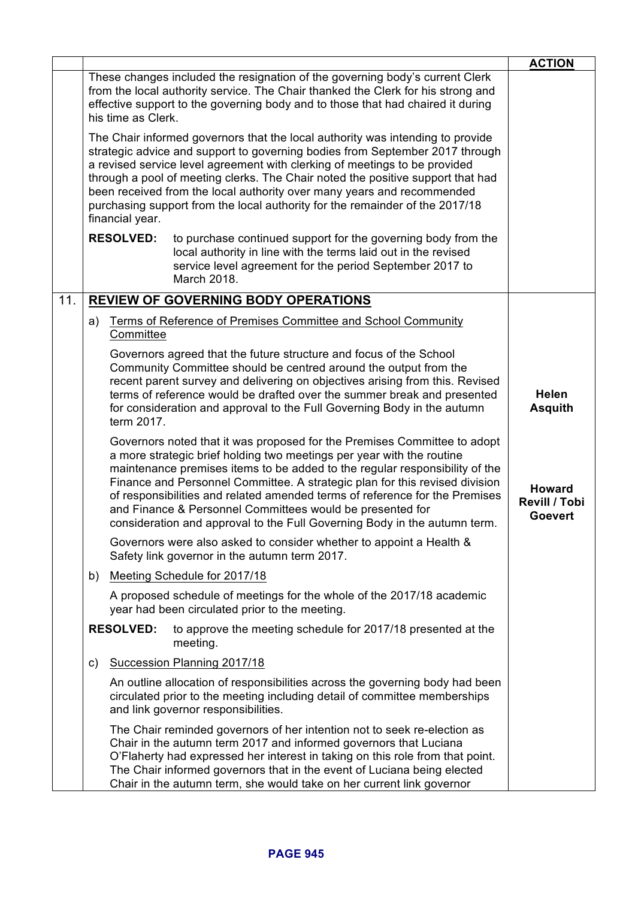| | | **ACTION** |
|---|---|---|
| | These changes included the resignation of the governing body's current Clerk from the local authority service. The Chair thanked the Clerk for his strong and effective support to the governing body and to those that had chaired it during his time as Clerk.<br><br>The Chair informed governors that the local authority was intending to provide strategic advice and support to governing bodies from September 2017 through a revised service level agreement with clerking of meetings to be provided through a pool of meeting clerks. The Chair noted the positive support that had been received from the local authority over many years and recommended purchasing support from the local authority for the remainder of the 2017/18 financial year.<br><br>**RESOLVED:** to purchase continued support for the governing body from the local authority in line with the terms laid out in the revised service level agreement for the period September 2017 to March 2018. | |
| 11. | **REVIEW OF GOVERNING BODY OPERATIONS** | |
| | a) Terms of Reference of Premises Committee and School Community Committee | |
| | Governors agreed that the future structure and focus of the School Community Committee should be centred around the output from the recent parent survey and delivering on objectives arising from this. Revised terms of reference would be drafted over the summer break and presented for consideration and approval to the Full Governing Body in the autumn term 2017. | **Helen Asquith** |
| | Governors noted that it was proposed for the Premises Committee to adopt a more strategic brief holding two meetings per year with the routine maintenance premises items to be added to the regular responsibility of the Finance and Personnel Committee. A strategic plan for this revised division of responsibilities and related amended terms of reference for the Premises and Finance & Personnel Committees would be presented for consideration and approval to the Full Governing Body in the autumn term. | **Howard Revill / Tobi Goevert** |
| | Governors were also asked to consider whether to appoint a Health & Safety link governor in the autumn term 2017. | |
| | b) Meeting Schedule for 2017/18 | |
| | A proposed schedule of meetings for the whole of the 2017/18 academic year had been circulated prior to the meeting.<br><br>**RESOLVED:** to approve the meeting schedule for 2017/18 presented at the meeting. | |
| | c) Succession Planning 2017/18 | |
| | An outline allocation of responsibilities across the governing body had been circulated prior to the meeting including detail of committee memberships and link governor responsibilities.<br><br>The Chair reminded governors of her intention not to seek re-election as Chair in the autumn term 2017 and informed governors that Luciana O'Flaherty had expressed her interest in taking on this role from that point. The Chair informed governors that in the event of Luciana being elected Chair in the autumn term, she would take on her current link governor | |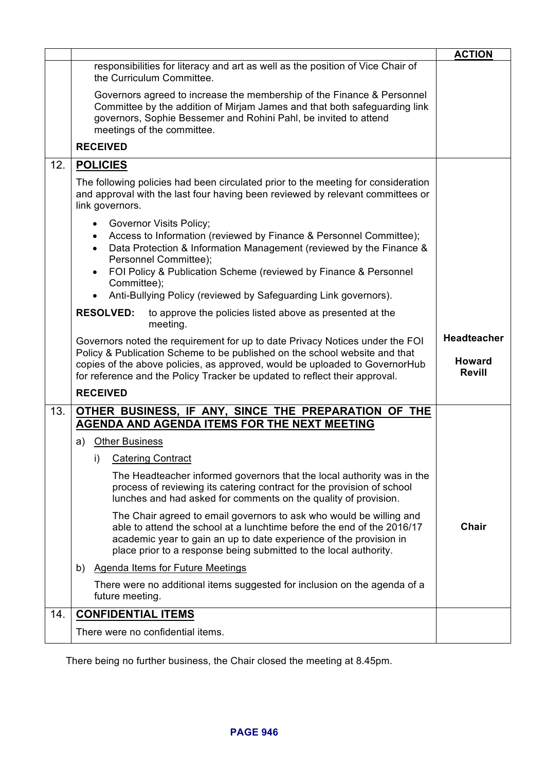| | | **ACTION** |
|---|---|---|
| | responsibilities for literacy and art as well as the position of Vice Chair of the Curriculum Committee.<br><br>Governors agreed to increase the membership of the Finance & Personnel Committee by the addition of Mirjam James and that both safeguarding link governors, Sophie Bessemer and Rohini Pahl, be invited to attend meetings of the committee.<br><br>**RECEIVED** | |
| 12. | **<u>POLICIES</u>**<br><br>The following policies had been circulated prior to the meeting for consideration and approval with the last four having been reviewed by relevant committees or link governors.<br><br>• Governor Visits Policy;<br>• Access to Information (reviewed by Finance & Personnel Committee);<br>• Data Protection & Information Management (reviewed by the Finance & Personnel Committee);<br>• FOI Policy & Publication Scheme (reviewed by Finance & Personnel Committee);<br>• Anti-Bullying Policy (reviewed by Safeguarding Link governors).<br><br>**RESOLVED:** to approve the policies listed above as presented at the meeting.<br><br>Governors noted the requirement for up to date Privacy Notices under the FOI Policy & Publication Scheme to be published on the school website and that copies of the above policies, as approved, would be uploaded to GovernorHub for reference and the Policy Tracker be updated to reflect their approval.<br><br>**RECEIVED** | **Headteacher**<br><br>**Howard Revill** |
| 13. | **<u>OTHER BUSINESS, IF ANY, SINCE THE PREPARATION OF THE AGENDA AND AGENDA ITEMS FOR THE NEXT MEETING</u>**<br><br>a) <u>Other Business</u><br><br>i) <u>Catering Contract</u><br><br>The Headteacher informed governors that the local authority was in the process of reviewing its catering contract for the provision of school lunches and had asked for comments on the quality of provision.<br><br>The Chair agreed to email governors to ask who would be willing and able to attend the school at a lunchtime before the end of the 2016/17 academic year to gain an up to date experience of the provision in place prior to a response being submitted to the local authority.<br><br>b) <u>Agenda Items for Future Meetings</u><br><br>There were no additional items suggested for inclusion on the agenda of a future meeting. | <br><br><br><br><br><br><br><br>**Chair** |
| 14. | **<u>CONFIDENTIAL ITEMS</u>**<br><br>There were no confidential items. | |

There being no further business, the Chair closed the meeting at 8.45pm.

**PAGE 946**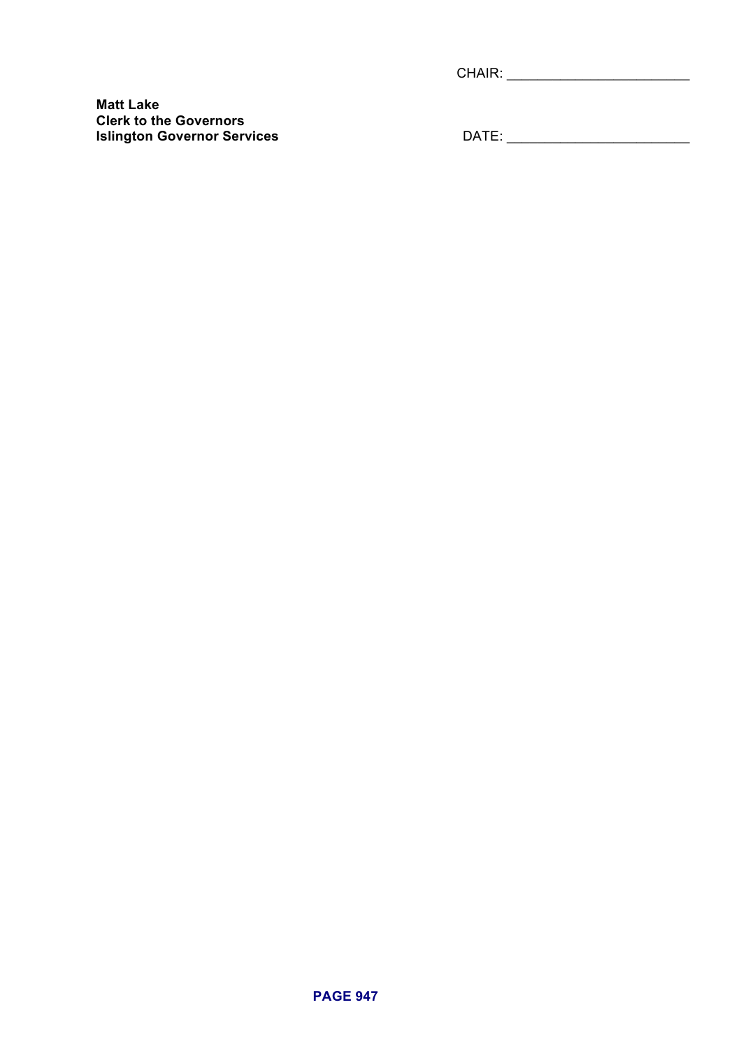CHAIR: _______________________

**Matt Lake**
**Clerk to the Governors**
**Islington Governor Services**

DATE: _______________________